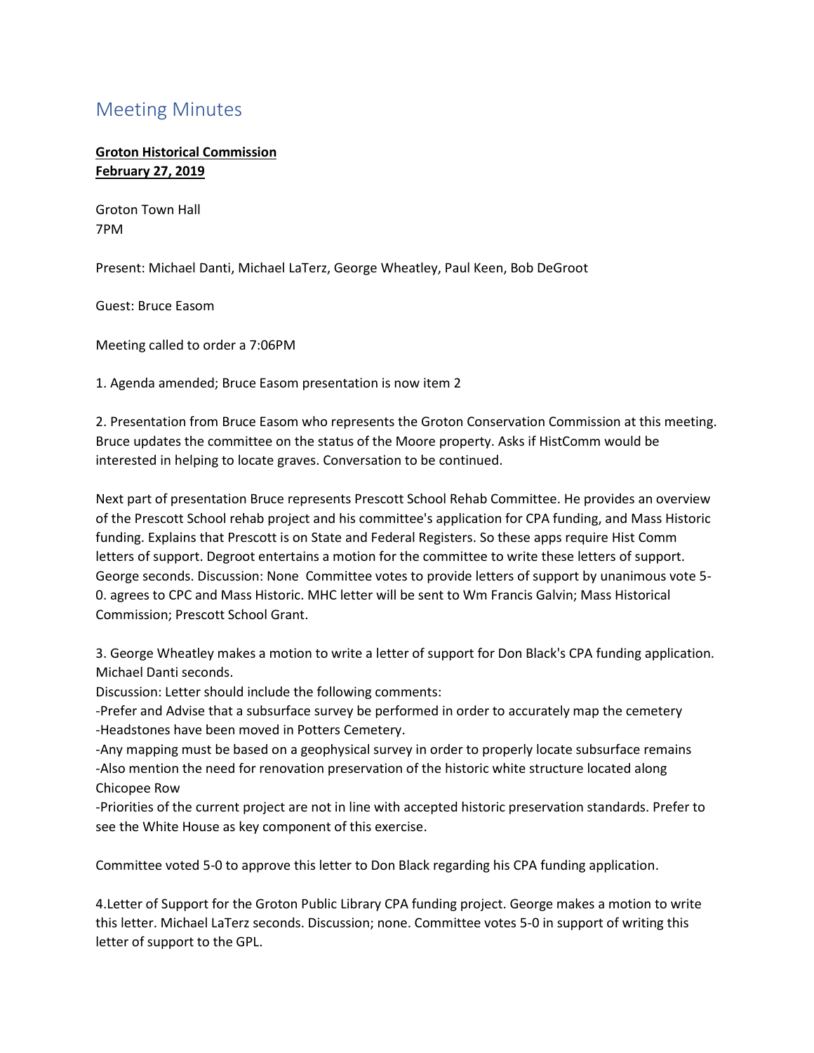# Meeting Minutes

**<u>Groton Historical Commission</u>**
**<u>February 27, 2019</u>**

Groton Town Hall
7PM

Present: Michael Danti, Michael LaTerz, George Wheatley, Paul Keen, Bob DeGroot

Guest: Bruce Easom

Meeting called to order a 7:06PM

1. Agenda amended; Bruce Easom presentation is now item 2

2. Presentation from Bruce Easom who represents the Groton Conservation Commission at this meeting. Bruce updates the committee on the status of the Moore property. Asks if HistComm would be interested in helping to locate graves. Conversation to be continued.

Next part of presentation Bruce represents Prescott School Rehab Committee. He provides an overview of the Prescott School rehab project and his committee's application for CPA funding, and Mass Historic funding. Explains that Prescott is on State and Federal Registers. So these apps require Hist Comm letters of support. Degroot entertains a motion for the committee to write these letters of support. George seconds. Discussion: None Committee votes to provide letters of support by unanimous vote 5-0. agrees to CPC and Mass Historic. MHC letter will be sent to Wm Francis Galvin; Mass Historical Commission; Prescott School Grant.

3. George Wheatley makes a motion to write a letter of support for Don Black's CPA funding application. Michael Danti seconds.
Discussion: Letter should include the following comments:
-Prefer and Advise that a subsurface survey be performed in order to accurately map the cemetery
-Headstones have been moved in Potters Cemetery.
-Any mapping must be based on a geophysical survey in order to properly locate subsurface remains
-Also mention the need for renovation preservation of the historic white structure located along Chicopee Row
-Priorities of the current project are not in line with accepted historic preservation standards. Prefer to see the White House as key component of this exercise.

Committee voted 5-0 to approve this letter to Don Black regarding his CPA funding application.

4.Letter of Support for the Groton Public Library CPA funding project. George makes a motion to write this letter. Michael LaTerz seconds. Discussion; none. Committee votes 5-0 in support of writing this letter of support to the GPL.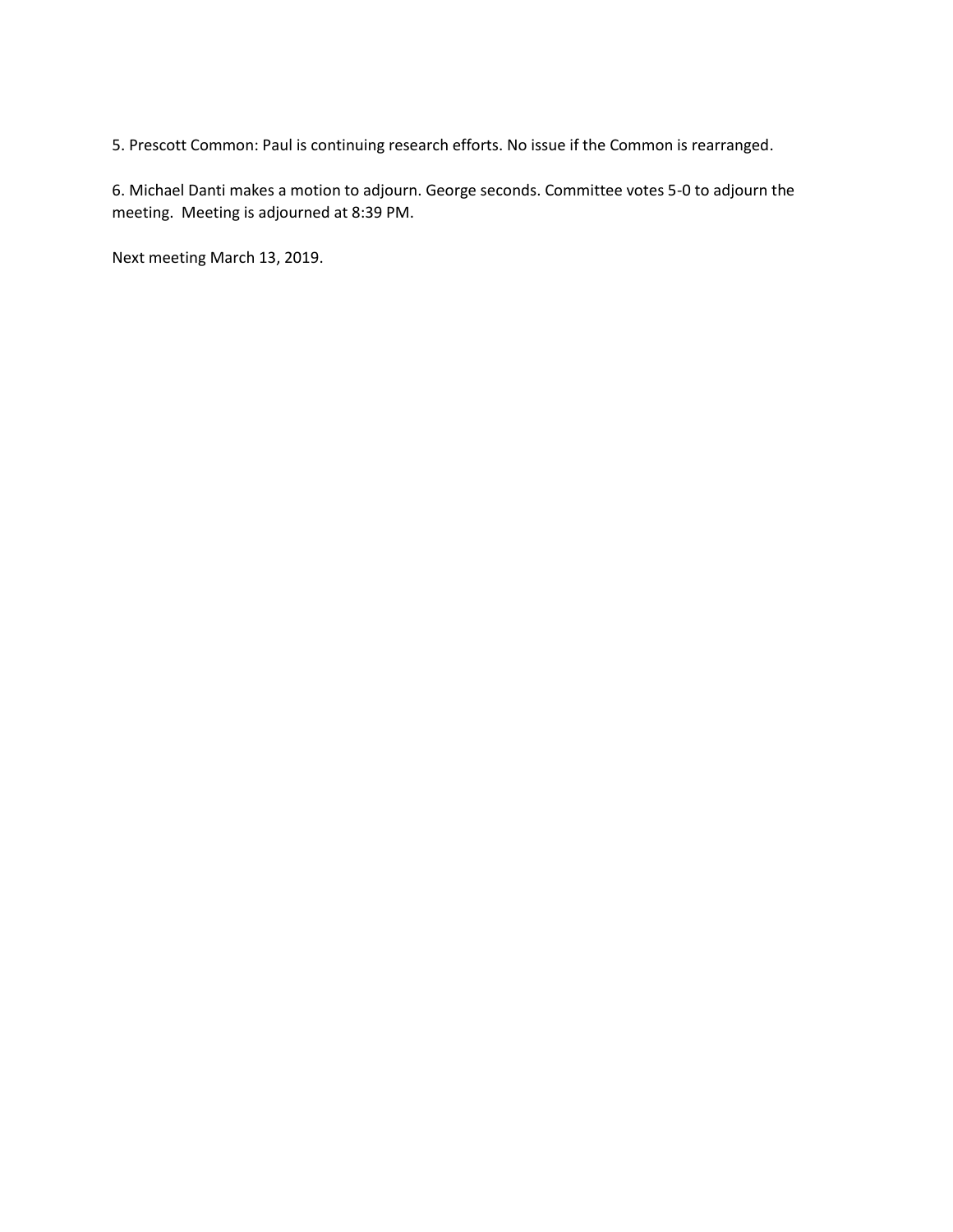5. Prescott Common: Paul is continuing research efforts. No issue if the Common is rearranged.

6. Michael Danti makes a motion to adjourn. George seconds. Committee votes 5-0 to adjourn the meeting. Meeting is adjourned at 8:39 PM.

Next meeting March 13, 2019.